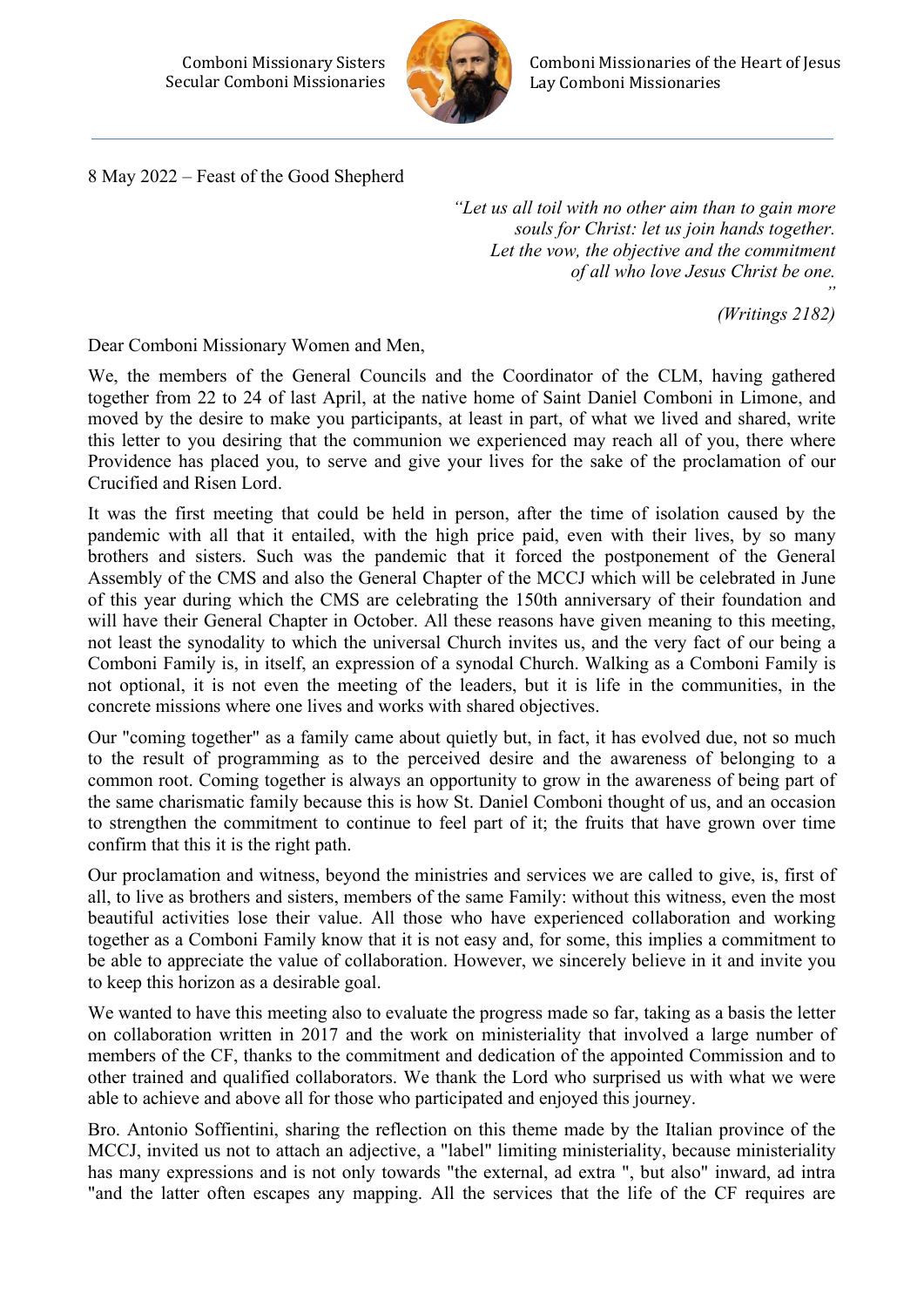Comboni Missionary Sisters
Secular Comboni Missionaries

Comboni Missionaries of the Heart of Jesus
Lay Comboni Missionaries

8 May 2022 – Feast of the Good Shepherd

> *"Let us all toil with no other aim than to gain more souls for Christ: let us join hands together. Let the vow, the objective and the commitment of all who love Jesus Christ be one."*
>
> *(Writings 2182)*

Dear Comboni Missionary Women and Men,

We, the members of the General Councils and the Coordinator of the CLM, having gathered together from 22 to 24 of last April, at the native home of Saint Daniel Comboni in Limone, and moved by the desire to make you participants, at least in part, of what we lived and shared, write this letter to you desiring that the communion we experienced may reach all of you, there where Providence has placed you, to serve and give your lives for the sake of the proclamation of our Crucified and Risen Lord.

It was the first meeting that could be held in person, after the time of isolation caused by the pandemic with all that it entailed, with the high price paid, even with their lives, by so many brothers and sisters. Such was the pandemic that it forced the postponement of the General Assembly of the CMS and also the General Chapter of the MCCJ which will be celebrated in June of this year during which the CMS are celebrating the 150th anniversary of their foundation and will have their General Chapter in October. All these reasons have given meaning to this meeting, not least the synodality to which the universal Church invites us, and the very fact of our being a Comboni Family is, in itself, an expression of a synodal Church. Walking as a Comboni Family is not optional, it is not even the meeting of the leaders, but it is life in the communities, in the concrete missions where one lives and works with shared objectives.

Our "coming together" as a family came about quietly but, in fact, it has evolved due, not so much to the result of programming as to the perceived desire and the awareness of belonging to a common root. Coming together is always an opportunity to grow in the awareness of being part of the same charismatic family because this is how St. Daniel Comboni thought of us, and an occasion to strengthen the commitment to continue to feel part of it; the fruits that have grown over time confirm that this it is the right path.

Our proclamation and witness, beyond the ministries and services we are called to give, is, first of all, to live as brothers and sisters, members of the same Family: without this witness, even the most beautiful activities lose their value. All those who have experienced collaboration and working together as a Comboni Family know that it is not easy and, for some, this implies a commitment to be able to appreciate the value of collaboration. However, we sincerely believe in it and invite you to keep this horizon as a desirable goal.

We wanted to have this meeting also to evaluate the progress made so far, taking as a basis the letter on collaboration written in 2017 and the work on ministeriality that involved a large number of members of the CF, thanks to the commitment and dedication of the appointed Commission and to other trained and qualified collaborators. We thank the Lord who surprised us with what we were able to achieve and above all for those who participated and enjoyed this journey.

Bro. Antonio Soffientini, sharing the reflection on this theme made by the Italian province of the MCCJ, invited us not to attach an adjective, a "label" limiting ministeriality, because ministeriality has many expressions and is not only towards "the external, ad extra ", but also" inward, ad intra "and the latter often escapes any mapping. All the services that the life of the CF requires are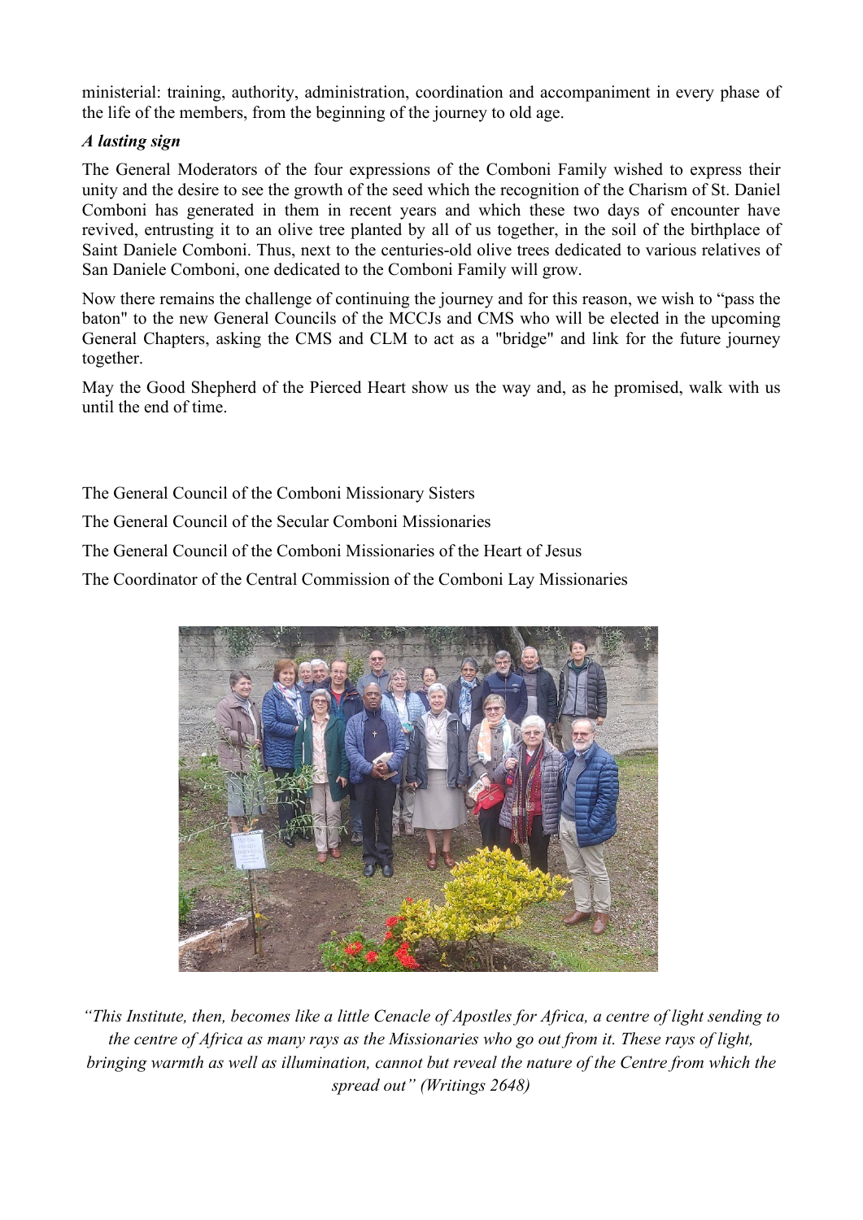ministerial: training, authority, administration, coordination and accompaniment in every phase of the life of the members, from the beginning of the journey to old age.

***A lasting sign***

The General Moderators of the four expressions of the Comboni Family wished to express their unity and the desire to see the growth of the seed which the recognition of the Charism of St. Daniel Comboni has generated in them in recent years and which these two days of encounter have revived, entrusting it to an olive tree planted by all of us together, in the soil of the birthplace of Saint Daniele Comboni. Thus, next to the centuries-old olive trees dedicated to various relatives of San Daniele Comboni, one dedicated to the Comboni Family will grow.

Now there remains the challenge of continuing the journey and for this reason, we wish to "pass the baton" to the new General Councils of the MCCJs and CMS who will be elected in the upcoming General Chapters, asking the CMS and CLM to act as a "bridge" and link for the future journey together.

May the Good Shepherd of the Pierced Heart show us the way and, as he promised, walk with us until the end of time.

The General Council of the Comboni Missionary Sisters

The General Council of the Secular Comboni Missionaries

The General Council of the Comboni Missionaries of the Heart of Jesus

The Coordinator of the Central Commission of the Comboni Lay Missionaries

*"This Institute, then, becomes like a little Cenacle of Apostles for Africa, a centre of light sending to the centre of Africa as many rays as the Missionaries who go out from it. These rays of light, bringing warmth as well as illumination, cannot but reveal the nature of the Centre from which the spread out" (Writings 2648)*